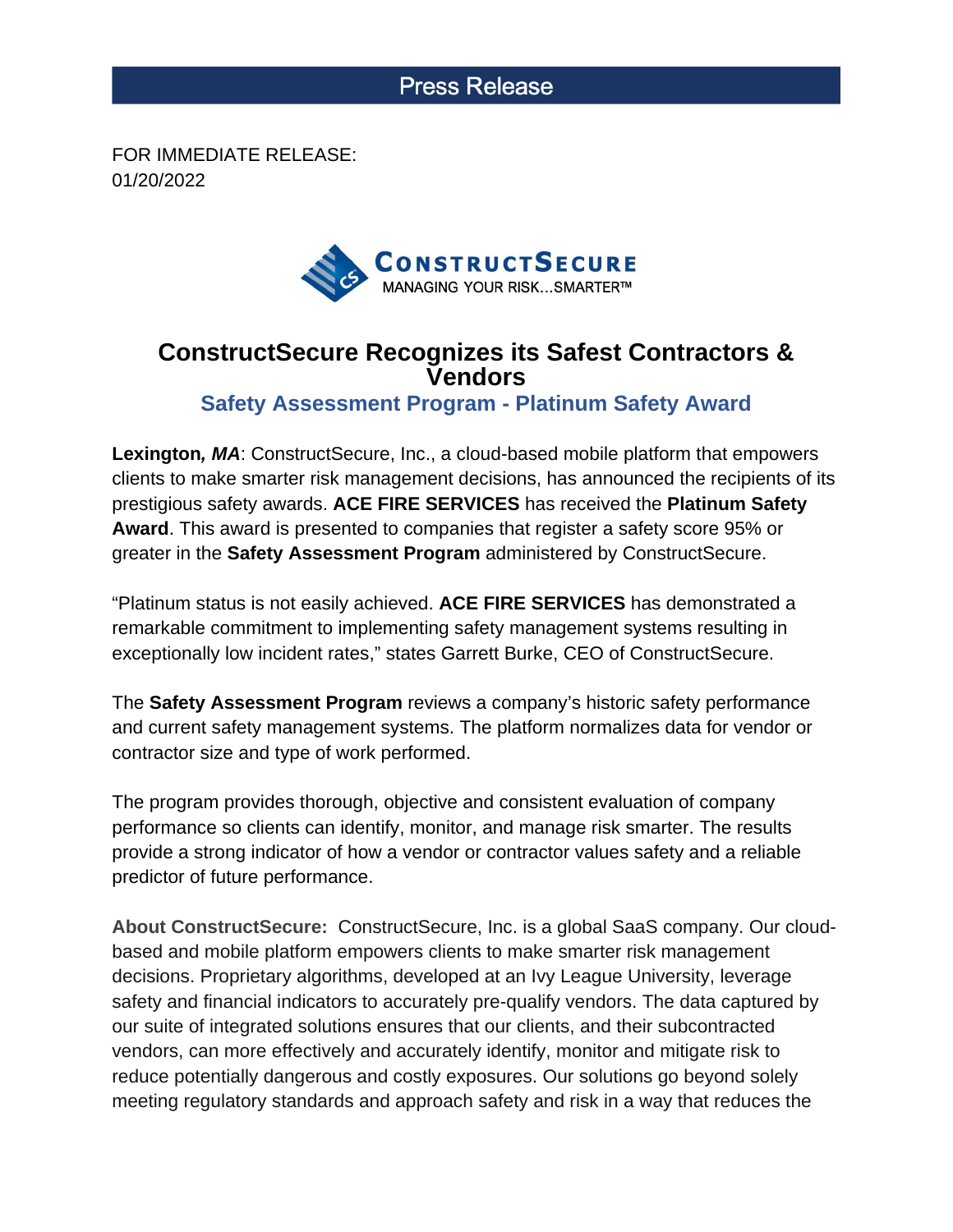# Press Release

FOR IMMEDIATE RELEASE:
01/20/2022

CONSTRUCTSECURE
MANAGING YOUR RISK...SMARTER™

## ConstructSecure Recognizes its Safest Contractors & Vendors

### Safety Assessment Program - Platinum Safety Award

**Lexington*, MA***: ConstructSecure, Inc., a cloud-based mobile platform that empowers clients to make smarter risk management decisions, has announced the recipients of its prestigious safety awards. **ACE FIRE SERVICES** has received the **Platinum Safety Award**. This award is presented to companies that register a safety score 95% or greater in the **Safety Assessment Program** administered by ConstructSecure.

“Platinum status is not easily achieved. **ACE FIRE SERVICES** has demonstrated a remarkable commitment to implementing safety management systems resulting in exceptionally low incident rates,” states Garrett Burke, CEO of ConstructSecure.

The **Safety Assessment Program** reviews a company’s historic safety performance and current safety management systems. The platform normalizes data for vendor or contractor size and type of work performed.

The program provides thorough, objective and consistent evaluation of company performance so clients can identify, monitor, and manage risk smarter. The results provide a strong indicator of how a vendor or contractor values safety and a reliable predictor of future performance.

**About ConstructSecure:** ConstructSecure, Inc. is a global SaaS company. Our cloud-based and mobile platform empowers clients to make smarter risk management decisions. Proprietary algorithms, developed at an Ivy League University, leverage safety and financial indicators to accurately pre-qualify vendors. The data captured by our suite of integrated solutions ensures that our clients, and their subcontracted vendors, can more effectively and accurately identify, monitor and mitigate risk to reduce potentially dangerous and costly exposures. Our solutions go beyond solely meeting regulatory standards and approach safety and risk in a way that reduces the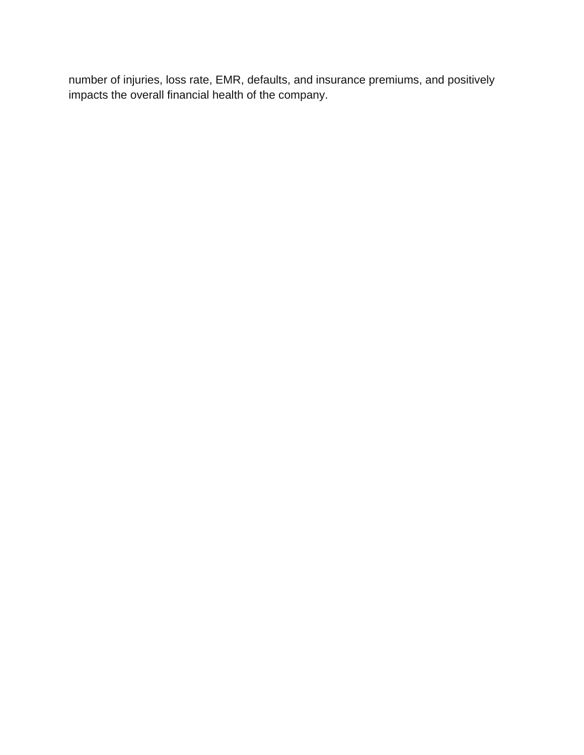number of injuries, loss rate, EMR, defaults, and insurance premiums, and positively impacts the overall financial health of the company.